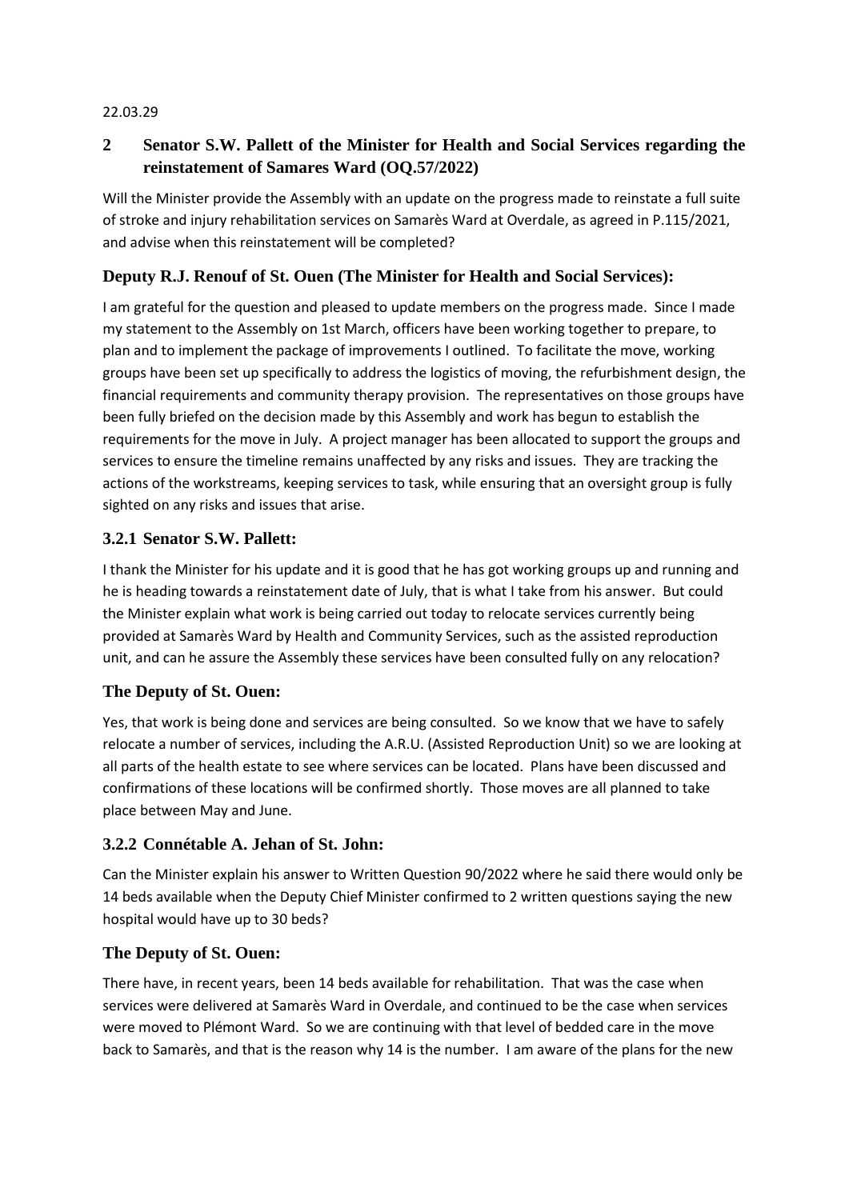22.03.29

## 2 Senator S.W. Pallett of the Minister for Health and Social Services regarding the reinstatement of Samares Ward (OQ.57/2022)

Will the Minister provide the Assembly with an update on the progress made to reinstate a full suite of stroke and injury rehabilitation services on Samarès Ward at Overdale, as agreed in P.115/2021, and advise when this reinstatement will be completed?

### Deputy R.J. Renouf of St. Ouen (The Minister for Health and Social Services):

I am grateful for the question and pleased to update members on the progress made. Since I made my statement to the Assembly on 1st March, officers have been working together to prepare, to plan and to implement the package of improvements I outlined. To facilitate the move, working groups have been set up specifically to address the logistics of moving, the refurbishment design, the financial requirements and community therapy provision. The representatives on those groups have been fully briefed on the decision made by this Assembly and work has begun to establish the requirements for the move in July. A project manager has been allocated to support the groups and services to ensure the timeline remains unaffected by any risks and issues. They are tracking the actions of the workstreams, keeping services to task, while ensuring that an oversight group is fully sighted on any risks and issues that arise.

### 3.2.1 Senator S.W. Pallett:

I thank the Minister for his update and it is good that he has got working groups up and running and he is heading towards a reinstatement date of July, that is what I take from his answer. But could the Minister explain what work is being carried out today to relocate services currently being provided at Samarès Ward by Health and Community Services, such as the assisted reproduction unit, and can he assure the Assembly these services have been consulted fully on any relocation?

### The Deputy of St. Ouen:

Yes, that work is being done and services are being consulted. So we know that we have to safely relocate a number of services, including the A.R.U. (Assisted Reproduction Unit) so we are looking at all parts of the health estate to see where services can be located. Plans have been discussed and confirmations of these locations will be confirmed shortly. Those moves are all planned to take place between May and June.

### 3.2.2 Connétable A. Jehan of St. John:

Can the Minister explain his answer to Written Question 90/2022 where he said there would only be 14 beds available when the Deputy Chief Minister confirmed to 2 written questions saying the new hospital would have up to 30 beds?

### The Deputy of St. Ouen:

There have, in recent years, been 14 beds available for rehabilitation. That was the case when services were delivered at Samarès Ward in Overdale, and continued to be the case when services were moved to Plémont Ward. So we are continuing with that level of bedded care in the move back to Samarès, and that is the reason why 14 is the number. I am aware of the plans for the new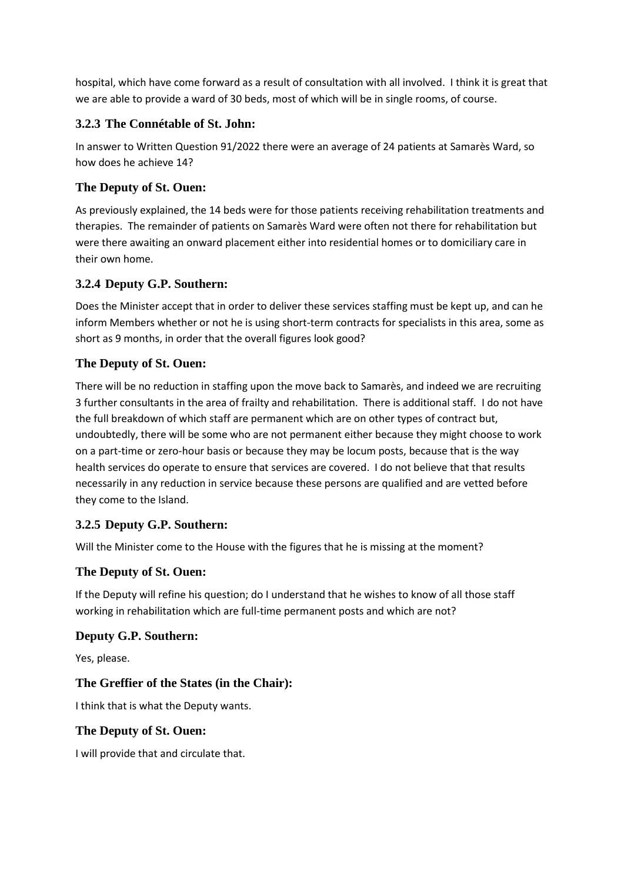hospital, which have come forward as a result of consultation with all involved. I think it is great that we are able to provide a ward of 30 beds, most of which will be in single rooms, of course.

### 3.2.3 The Connétable of St. John:

In answer to Written Question 91/2022 there were an average of 24 patients at Samarès Ward, so how does he achieve 14?

### The Deputy of St. Ouen:

As previously explained, the 14 beds were for those patients receiving rehabilitation treatments and therapies. The remainder of patients on Samarès Ward were often not there for rehabilitation but were there awaiting an onward placement either into residential homes or to domiciliary care in their own home.

### 3.2.4 Deputy G.P. Southern:

Does the Minister accept that in order to deliver these services staffing must be kept up, and can he inform Members whether or not he is using short-term contracts for specialists in this area, some as short as 9 months, in order that the overall figures look good?

### The Deputy of St. Ouen:

There will be no reduction in staffing upon the move back to Samarès, and indeed we are recruiting 3 further consultants in the area of frailty and rehabilitation. There is additional staff. I do not have the full breakdown of which staff are permanent which are on other types of contract but, undoubtedly, there will be some who are not permanent either because they might choose to work on a part-time or zero-hour basis or because they may be locum posts, because that is the way health services do operate to ensure that services are covered. I do not believe that that results necessarily in any reduction in service because these persons are qualified and are vetted before they come to the Island.

### 3.2.5 Deputy G.P. Southern:

Will the Minister come to the House with the figures that he is missing at the moment?

### The Deputy of St. Ouen:

If the Deputy will refine his question; do I understand that he wishes to know of all those staff working in rehabilitation which are full-time permanent posts and which are not?

### Deputy G.P. Southern:

Yes, please.

### The Greffier of the States (in the Chair):

I think that is what the Deputy wants.

### The Deputy of St. Ouen:

I will provide that and circulate that.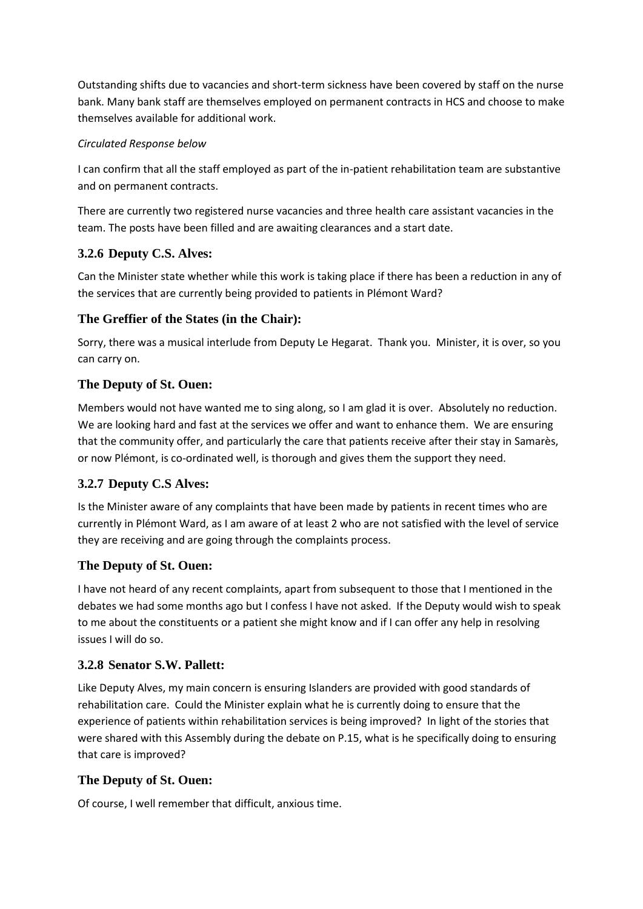Outstanding shifts due to vacancies and short-term sickness have been covered by staff on the nurse bank. Many bank staff are themselves employed on permanent contracts in HCS and choose to make themselves available for additional work.

*Circulated Response below*

I can confirm that all the staff employed as part of the in-patient rehabilitation team are substantive and on permanent contracts.

There are currently two registered nurse vacancies and three health care assistant vacancies in the team. The posts have been filled and are awaiting clearances and a start date.

### 3.2.6 Deputy C.S. Alves:

Can the Minister state whether while this work is taking place if there has been a reduction in any of the services that are currently being provided to patients in Plémont Ward?

### The Greffier of the States (in the Chair):

Sorry, there was a musical interlude from Deputy Le Hegarat. Thank you. Minister, it is over, so you can carry on.

### The Deputy of St. Ouen:

Members would not have wanted me to sing along, so I am glad it is over. Absolutely no reduction. We are looking hard and fast at the services we offer and want to enhance them. We are ensuring that the community offer, and particularly the care that patients receive after their stay in Samarès, or now Plémont, is co-ordinated well, is thorough and gives them the support they need.

### 3.2.7 Deputy C.S Alves:

Is the Minister aware of any complaints that have been made by patients in recent times who are currently in Plémont Ward, as I am aware of at least 2 who are not satisfied with the level of service they are receiving and are going through the complaints process.

### The Deputy of St. Ouen:

I have not heard of any recent complaints, apart from subsequent to those that I mentioned in the debates we had some months ago but I confess I have not asked. If the Deputy would wish to speak to me about the constituents or a patient she might know and if I can offer any help in resolving issues I will do so.

### 3.2.8 Senator S.W. Pallett:

Like Deputy Alves, my main concern is ensuring Islanders are provided with good standards of rehabilitation care. Could the Minister explain what he is currently doing to ensure that the experience of patients within rehabilitation services is being improved? In light of the stories that were shared with this Assembly during the debate on P.15, what is he specifically doing to ensuring that care is improved?

### The Deputy of St. Ouen:

Of course, I well remember that difficult, anxious time.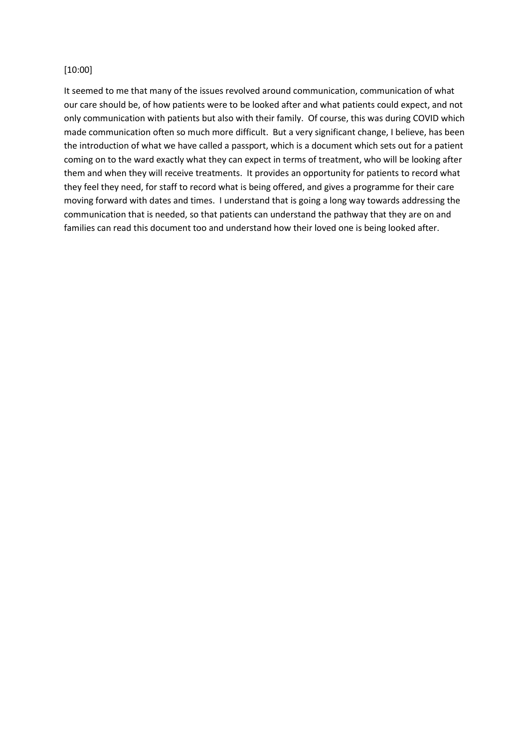[10:00]

It seemed to me that many of the issues revolved around communication, communication of what our care should be, of how patients were to be looked after and what patients could expect, and not only communication with patients but also with their family. Of course, this was during COVID which made communication often so much more difficult. But a very significant change, I believe, has been the introduction of what we have called a passport, which is a document which sets out for a patient coming on to the ward exactly what they can expect in terms of treatment, who will be looking after them and when they will receive treatments. It provides an opportunity for patients to record what they feel they need, for staff to record what is being offered, and gives a programme for their care moving forward with dates and times. I understand that is going a long way towards addressing the communication that is needed, so that patients can understand the pathway that they are on and families can read this document too and understand how their loved one is being looked after.